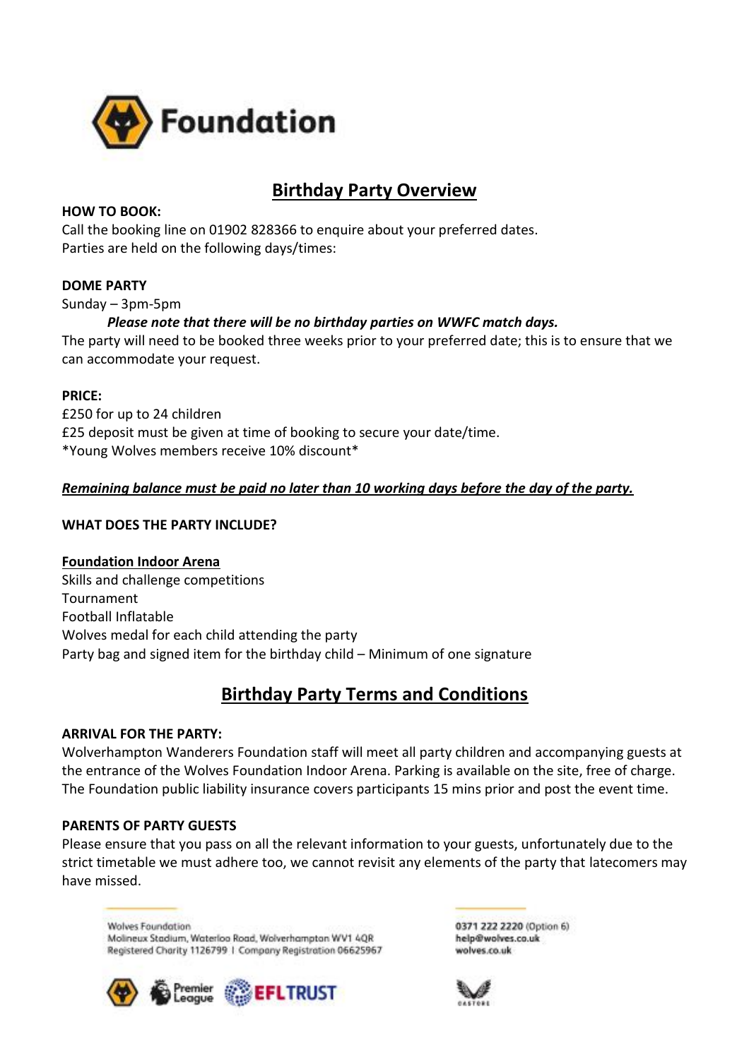Foundation

# Birthday Party Overview

**HOW TO BOOK:**

Call the booking line on 01902 828366 to enquire about your preferred dates.
Parties are held on the following days/times:

**DOME PARTY**

Sunday – 3pm-5pm

***Please note that there will be no birthday parties on WWFC match days.***

The party will need to be booked three weeks prior to your preferred date; this is to ensure that we can accommodate your request.

**PRICE:**

£250 for up to 24 children
£25 deposit must be given at time of booking to secure your date/time.
*Young Wolves members receive 10% discount*

***Remaining balance must be paid no later than 10 working days before the day of the party.***

**WHAT DOES THE PARTY INCLUDE?**

**Foundation Indoor Arena**

Skills and challenge competitions
Tournament
Football Inflatable
Wolves medal for each child attending the party
Party bag and signed item for the birthday child – Minimum of one signature

# Birthday Party Terms and Conditions

**ARRIVAL FOR THE PARTY:**

Wolverhampton Wanderers Foundation staff will meet all party children and accompanying guests at the entrance of the Wolves Foundation Indoor Arena. Parking is available on the site, free of charge. The Foundation public liability insurance covers participants 15 mins prior and post the event time.

**PARENTS OF PARTY GUESTS**

Please ensure that you pass on all the relevant information to your guests, unfortunately due to the strict timetable we must adhere too, we cannot revisit any elements of the party that latecomers may have missed.

Wolves Foundation
Molineux Stadium, Waterloo Road, Wolverhampton WV1 4QR
Registered Charity 1126799 | Company Registration 06625967

0371 222 2220 (Option 6)
help@wolves.co.uk
wolves.co.uk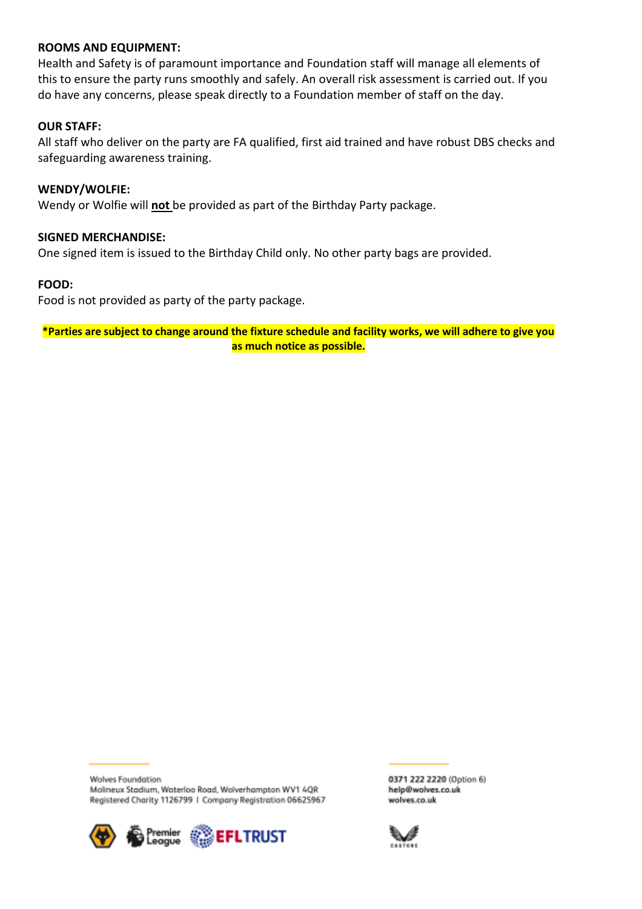**ROOMS AND EQUIPMENT:**
Health and Safety is of paramount importance and Foundation staff will manage all elements of this to ensure the party runs smoothly and safely. An overall risk assessment is carried out. If you do have any concerns, please speak directly to a Foundation member of staff on the day.

**OUR STAFF:**
All staff who deliver on the party are FA qualified, first aid trained and have robust DBS checks and safeguarding awareness training.

**WENDY/WOLFIE:**
Wendy or Wolfie will **not** be provided as part of the Birthday Party package.

**SIGNED MERCHANDISE:**
One signed item is issued to the Birthday Child only. No other party bags are provided.

**FOOD:**
Food is not provided as party of the party package.

***Parties are subject to change around the fixture schedule and facility works, we will adhere to give you as much notice as possible.**

Wolves Foundation
Molineux Stadium, Waterloo Road, Wolverhampton WV1 4QR
Registered Charity 1126799 | Company Registration 06625967

0371 222 2220 (Option 6)
help@wolves.co.uk
wolves.co.uk